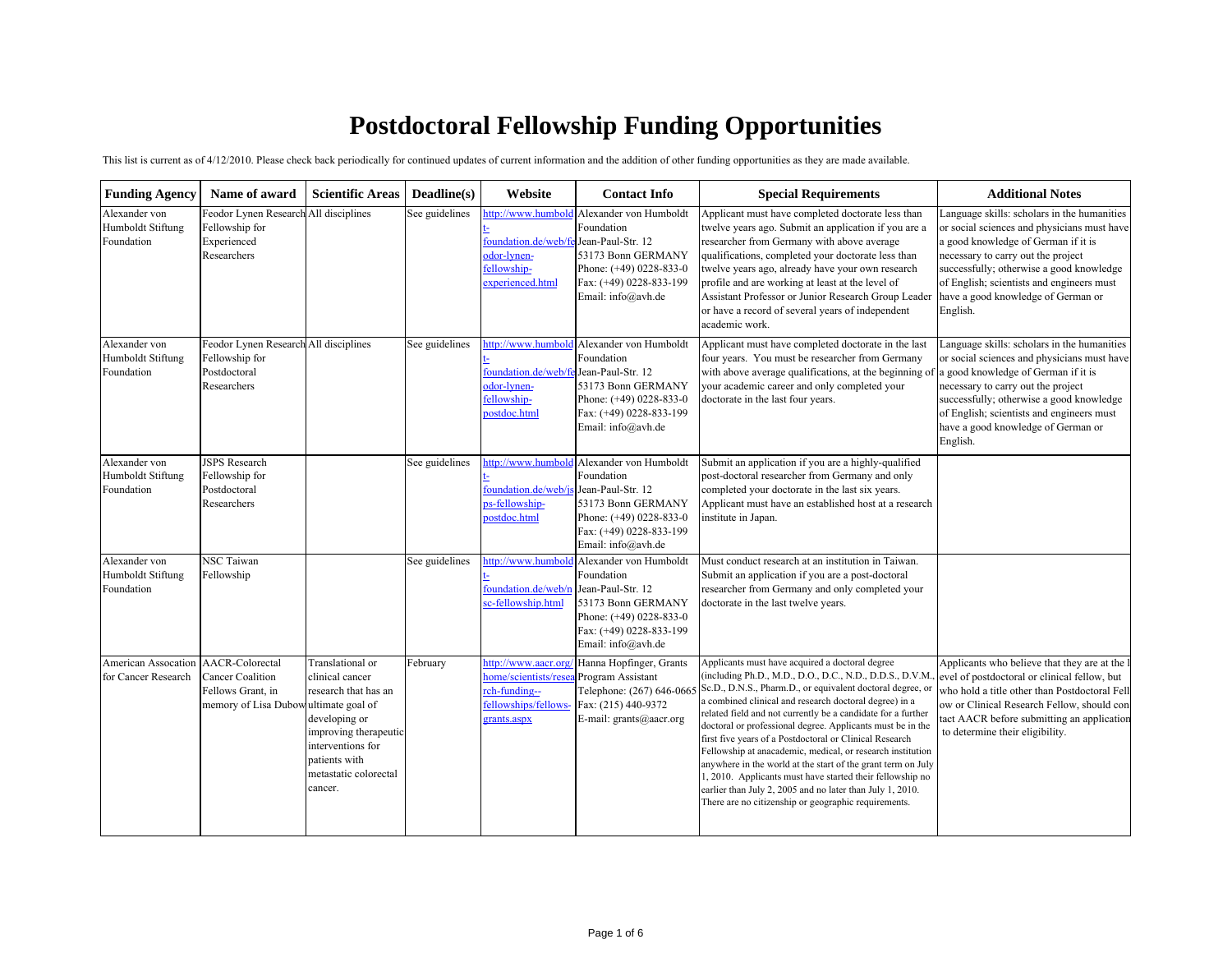# Postdoctoral Fellowship Funding Opportunities

This list is current as of 4/12/2010. Please check back periodically for continued updates of current information and the addition of other funding opportunities as they are made available.

| Funding Agency | Name of award | Scientific Areas | Deadline(s) | Website | Contact Info | Special Requirements | Additional Notes |
|---|---|---|---|---|---|---|---|
| Alexander von Humboldt Stiftung Foundation | Feodor Lynen Research Fellowship for Experienced Researchers | All disciplines | See guidelines | http://www.humboldt-foundation.de/web/feodor-lynen-fellowship-experienced.html | Alexander von Humboldt Foundation Jean-Paul-Str. 12 53173 Bonn GERMANY Phone: (+49) 0228-833-0 Fax: (+49) 0228-833-199 Email: info@avh.de | Applicant must have completed doctorate less than twelve years ago. Submit an application if you are a researcher from Germany with above average qualifications, completed your doctorate less than twelve years ago, already have your own research profile and are working at least at the level of Assistant Professor or Junior Research Group Leader or have a record of several years of independent academic work. | Language skills: scholars in the humanities or social sciences and physicians must have a good knowledge of German if it is necessary to carry out the project successfully; otherwise a good knowledge of English; scientists and engineers must have a good knowledge of German or English. |
| Alexander von Humboldt Stiftung Foundation | Feodor Lynen Research Fellowship for Postdoctoral Researchers | All disciplines | See guidelines | http://www.humboldt-foundation.de/web/feodor-lynen-fellowship-postdoc.html | Alexander von Humboldt Foundation Jean-Paul-Str. 12 53173 Bonn GERMANY Phone: (+49) 0228-833-0 Fax: (+49) 0228-833-199 Email: info@avh.de | Applicant must have completed doctorate in the last four years. You must be researcher from Germany with above average qualifications, at the beginning of your academic career and only completed your doctorate in the last four years. | Language skills: scholars in the humanities or social sciences and physicians must have a good knowledge of German if it is necessary to carry out the project successfully; otherwise a good knowledge of English; scientists and engineers must have a good knowledge of German or English. |
| Alexander von Humboldt Stiftung Foundation | JSPS Research Fellowship for Postdoctoral Researchers | | See guidelines | http://www.humboldt-foundation.de/web/jsps-fellowship-postdoc.html | Alexander von Humboldt Foundation Jean-Paul-Str. 12 53173 Bonn GERMANY Phone: (+49) 0228-833-0 Fax: (+49) 0228-833-199 Email: info@avh.de | Submit an application if you are a highly-qualified post-doctoral researcher from Germany and only completed your doctorate in the last six years. Applicant must have an established host at a research institute in Japan. | |
| Alexander von Humboldt Stiftung Foundation | NSC Taiwan Fellowship | | See guidelines | http://www.humboldt-foundation.de/web/nsc-fellowship.html | Alexander von Humboldt Foundation Jean-Paul-Str. 12 53173 Bonn GERMANY Phone: (+49) 0228-833-0 Fax: (+49) 0228-833-199 Email: info@avh.de | Must conduct research at an institution in Taiwan. Submit an application if you are a post-doctoral researcher from Germany and only completed your doctorate in the last twelve years. | |
| American Assocation for Cancer Research | AACR-Colorectal Cancer Coalition Fellows Grant, in memory of Lisa Dubow | Translational or clinical cancer research that has an ultimate goal of developing or improving therapeutic interventions for patients with metastatic colorectal cancer. | February | http://www.aacr.org/home/scientists/research-funding--fellowships/fellows-grants.aspx | Hanna Hopfinger, Grants Program Assistant Telephone: (267) 646-0665 Fax: (215) 440-9372 E-mail: grants@aacr.org | Applicants must have acquired a doctoral degree (including Ph.D., M.D., D.O., D.C., N.D., D.D.S., D.V.M., Sc.D., D.N.S., Pharm.D., or equivalent doctoral degree, or a combined clinical and research doctoral degree) in a related field and not currently be a candidate for a further doctoral or professional degree. Applicants must be in the first five years of a Postdoctoral or Clinical Research Fellowship at anacademic, medical, or research institution anywhere in the world at the start of the grant term on July 1, 2010. Applicants must have started their fellowship no earlier than July 2, 2005 and no later than July 1, 2010. There are no citizenship or geographic requirements. | Applicants who believe that they are at the level of postdoctoral or clinical fellow, but who hold a title other than Postdoctoral Fellow or Clinical Research Fellow, should contact AACR before submitting an application to determine their eligibility. |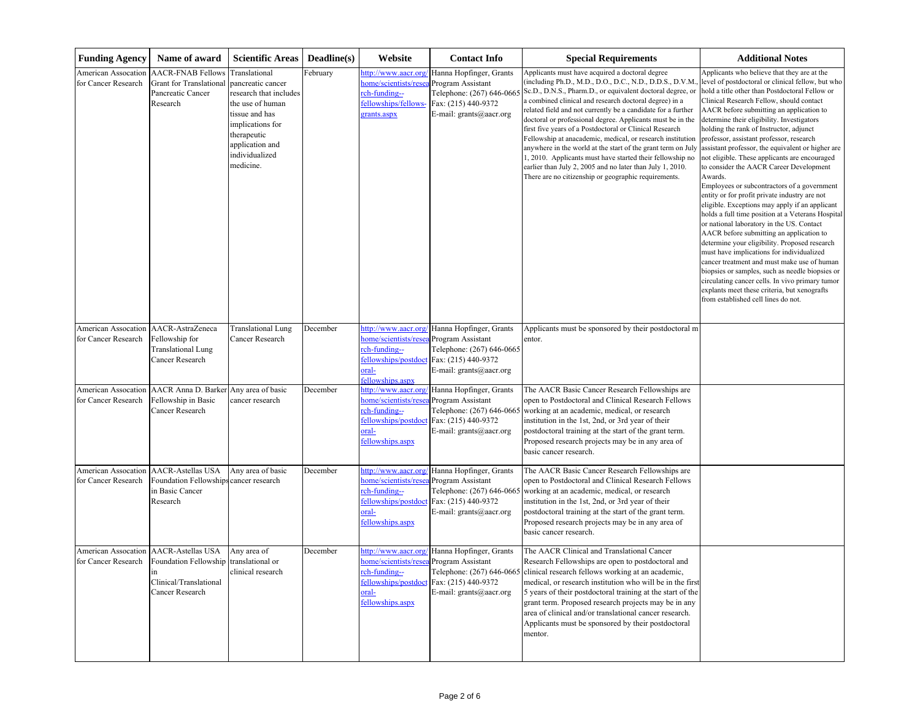| Funding Agency | Name of award | Scientific Areas | Deadline(s) | Website | Contact Info | Special Requirements | Additional Notes |
|---|---|---|---|---|---|---|---|
| American Assocation for Cancer Research | AACR-FNAB Fellows Grant for Translational Pancreatic Cancer Research | Translational pancreatic cancer research that includes the use of human tissue and has implications for therapeutic application and individualized medicine. | February | http://www.aacr.org/home/scientists/research-funding--fellowships/fellows-grants.aspx | Hanna Hopfinger, Grants Program Assistant Telephone: (267) 646-0665 Fax: (215) 440-9372 E-mail: grants@aacr.org | Applicants must have acquired a doctoral degree (including Ph.D., M.D., D.O., D.C., N.D., D.D.S., D.V.M., Sc.D., D.N.S., Pharm.D., or equivalent doctoral degree, or a combined clinical and research doctoral degree) in a related field and not currently be a candidate for a further doctoral or professional degree. Applicants must be in the first five years of a Postdoctoral or Clinical Research Fellowship at anacademic, medical, or research institution anywhere in the world at the start of the grant term on July 1, 2010. Applicants must have started their fellowship no earlier than July 2, 2005 and no later than July 1, 2010. There are no citizenship or geographic requirements. | Applicants who believe that they are at the level of postdoctoral or clinical fellow, but who hold a title other than Postdoctoral Fellow or Clinical Research Fellow, should contact AACR before submitting an application to determine their eligibility. Investigators holding the rank of Instructor, adjunct professor, assistant professor, research assistant professor, the equivalent or higher are not eligible. These applicants are encouraged to consider the AACR Career Development Awards. Employees or subcontractors of a government entity or for profit private industry are not eligible. Exceptions may apply if an applicant holds a full time position at a Veterans Hospital or national laboratory in the US. Contact AACR before submitting an application to determine your eligibility. Proposed research must have implications for individualized cancer treatment and must make use of human biopsies or samples, such as needle biopsies or circulating cancer cells. In vivo primary tumor explants meet these criteria, but xenografts from established cell lines do not. |
| American Assocation for Cancer Research | AACR-AstraZeneca Fellowship for Translational Lung Cancer Research | Translational Lung Cancer Research | December | http://www.aacr.org/home/scientists/research-funding--fellowships/postdoctoral-fellowships.aspx | Hanna Hopfinger, Grants Program Assistant Telephone: (267) 646-0665 Fax: (215) 440-9372 E-mail: grants@aacr.org | Applicants must be sponsored by their postdoctoral m entor. | |
| American Assocation for Cancer Research | AACR Anna D. Barker Fellowship in Basic Cancer Research | Any area of basic cancer research | December | http://www.aacr.org/home/scientists/research-funding--fellowships/postdoctoral-fellowships.aspx | Hanna Hopfinger, Grants Program Assistant Telephone: (267) 646-0665 Fax: (215) 440-9372 E-mail: grants@aacr.org | The AACR Basic Cancer Research Fellowships are open to Postdoctoral and Clinical Research Fellows working at an academic, medical, or research institution in the 1st, 2nd, or 3rd year of their postdoctoral training at the start of the grant term. Proposed research projects may be in any area of basic cancer research. | |
| American Assocation for Cancer Research | AACR-Astellas USA Foundation Fellowships in Basic Cancer Research | Any area of basic cancer research | December | http://www.aacr.org/home/scientists/research-funding--fellowships/postdoctoral-fellowships.aspx | Hanna Hopfinger, Grants Program Assistant Telephone: (267) 646-0665 Fax: (215) 440-9372 E-mail: grants@aacr.org | The AACR Basic Cancer Research Fellowships are open to Postdoctoral and Clinical Research Fellows working at an academic, medical, or research institution in the 1st, 2nd, or 3rd year of their postdoctoral training at the start of the grant term. Proposed research projects may be in any area of basic cancer research. | |
| American Assocation for Cancer Research | AACR-Astellas USA Foundation Fellowship in Clinical/Translational Cancer Research | Any area of translational or clinical research | December | http://www.aacr.org/home/scientists/research-funding--fellowships/postdoctoral-fellowships.aspx | Hanna Hopfinger, Grants Program Assistant Telephone: (267) 646-0665 Fax: (215) 440-9372 E-mail: grants@aacr.org | The AACR Clinical and Translational Cancer Research Fellowships are open to postdoctoral and clinical research fellows working at an academic, medical, or research institution who will be in the first 5 years of their postdoctoral training at the start of the grant term. Proposed research projects may be in any area of clinical and/or translational cancer research. Applicants must be sponsored by their postdoctoral mentor. | |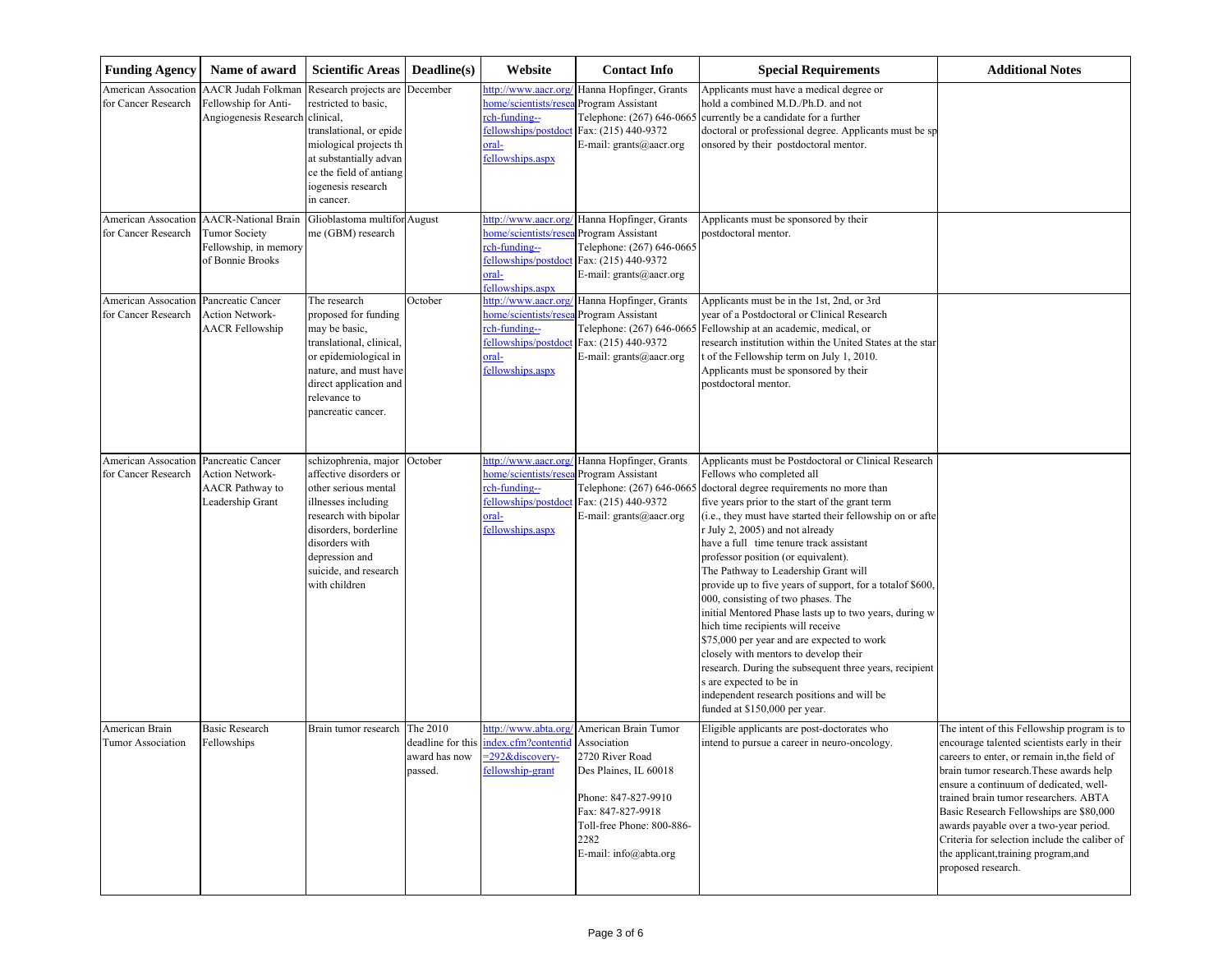| Funding Agency | Name of award | Scientific Areas | Deadline(s) | Website | Contact Info | Special Requirements | Additional Notes |
| --- | --- | --- | --- | --- | --- | --- | --- |
| American Assocation for Cancer Research | AACR Judah Folkman Fellowship for Anti-Angiogenesis Research | Research projects are restricted to basic, clinical, translational, or epidemiological projects that substantially advance the field of antiangiogenesis research in cancer. | December | http://www.aacr.org/home/scientists/research-funding--fellowships/postdoctoral-fellowships.aspx | Hanna Hopfinger, Grants Program Assistant Telephone: (267) 646-0665 Fax: (215) 440-9372 E-mail: grants@aacr.org | Applicants must have a medical degree or hold a combined M.D./Ph.D. and not currently be a candidate for a further doctoral or professional degree. Applicants must be sponsored by their postdoctoral mentor. | |
| American Assocation for Cancer Research | AACR-National Brain Tumor Society Fellowship, in memory of Bonnie Brooks | Glioblastoma multiforme (GBM) research | August | http://www.aacr.org/home/scientists/research-funding--fellowships/postdoctoral-fellowships.aspx | Hanna Hopfinger, Grants Program Assistant Telephone: (267) 646-0665 Fax: (215) 440-9372 E-mail: grants@aacr.org | Applicants must be sponsored by their postdoctoral mentor. | |
| American Assocation for Cancer Research | Pancreatic Cancer Action Network-AACR Fellowship | The research proposed for funding may be basic, translational, clinical, or epidemiological in nature, and must have direct application and relevance to pancreatic cancer. | October | http://www.aacr.org/home/scientists/research-funding--fellowships/postdoctoral-fellowships.aspx | Hanna Hopfinger, Grants Program Assistant Telephone: (267) 646-0665 Fax: (215) 440-9372 E-mail: grants@aacr.org | Applicants must be in the 1st, 2nd, or 3rd year of a Postdoctoral or Clinical Research Fellowship at an academic, medical, or research institution within the United States at the start of the Fellowship term on July 1, 2010. Applicants must be sponsored by their postdoctoral mentor. | |
| American Assocation for Cancer Research | Pancreatic Cancer Action Network-AACR Pathway to Leadership Grant | schizophrenia, major affective disorders or other serious mental illnesses including research with bipolar disorders, borderline disorders with depression and suicide, and research with children | October | http://www.aacr.org/home/scientists/research-funding--fellowships/postdoctoral-fellowships.aspx | Hanna Hopfinger, Grants Program Assistant Telephone: (267) 646-0665 Fax: (215) 440-9372 E-mail: grants@aacr.org | Applicants must be Postdoctoral or Clinical Research Fellows who completed all doctoral degree requirements no more than five years prior to the start of the grant term (i.e., they must have started their fellowship on or after July 2, 2005) and not already have a full time tenure track assistant professor position (or equivalent). The Pathway to Leadership Grant will provide up to five years of support, for a totalof $600,000, consisting of two phases. The initial Mentored Phase lasts up to two years, during which time recipients will receive $75,000 per year and are expected to work closely with mentors to develop their research. During the subsequent three years, recipients are expected to be in independent research positions and will be funded at $150,000 per year. | |
| American Brain Tumor Association | Basic Research Fellowships | Brain tumor research | The 2010 deadline for this award has now passed. | http://www.abta.org/index.cfm?contentid=292&discovery-fellowship-grant | American Brain Tumor Association 2720 River Road Des Plaines, IL 60018 Phone: 847-827-9910 Fax: 847-827-9918 Toll-free Phone: 800-886-2282 E-mail: info@abta.org | Eligible applicants are post-doctorates who intend to pursue a career in neuro-oncology. | The intent of this Fellowship program is to encourage talented scientists early in their careers to enter, or remain in,the field of brain tumor research.These awards help ensure a continuum of dedicated, well-trained brain tumor researchers. ABTA Basic Research Fellowships are $80,000 awards payable over a two-year period. Criteria for selection include the caliber of the applicant,training program,and proposed research. |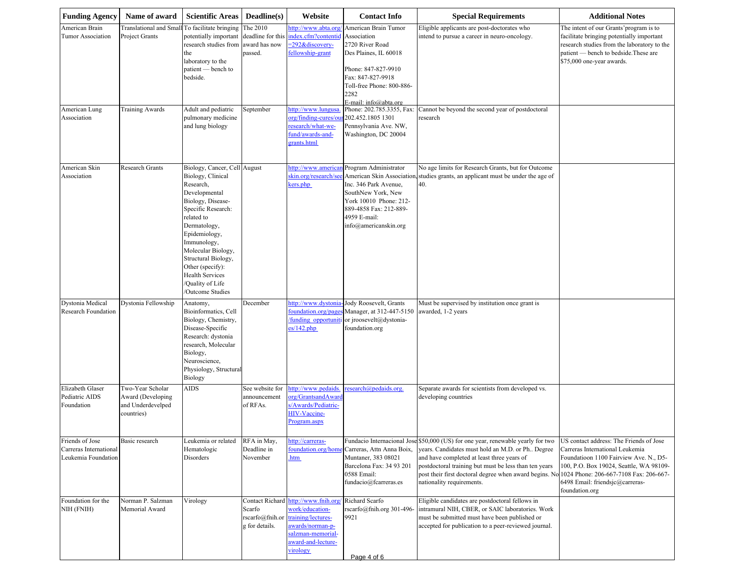| Funding Agency | Name of award | Scientific Areas | Deadline(s) | Website | Contact Info | Special Requirements | Additional Notes |
| --- | --- | --- | --- | --- | --- | --- | --- |
| American Brain Tumor Association | Translational and Small Project Grants | To facilitate bringing potentially important research studies from the laboratory to the patient — bench to bedside. | The 2010 deadline for this award has now passed. | http://www.abta.org/index.cfm?contentid=292&discovery-fellowship-grant | American Brain Tumor Association 2720 River Road Des Plaines, IL 60018 Phone: 847-827-9910 Fax: 847-827-9918 Toll-free Phone: 800-886-2282 E-mail: info@abta.org | Eligible applicants are post-doctorates who intend to pursue a career in neuro-oncology. | The intent of our Grants'program is to facilitate bringing potentially important research studies from the laboratory to the patient — bench to bedside.These are $75,000 one-year awards. |
| American Lung Association | Training Awards | Adult and pediatric pulmonary medicine and lung biology | September | http://www.lungusa.org/finding-cures/our-research/what-we-fund/awards-and-grants.html | Phone: 202.785.3355, Fax: 202.452.1805 1301 Pennsylvania Ave. NW, Washington, DC 20004 | Cannot be beyond the second year of postdoctoral research | |
| American Skin Association | Research Grants | Biology, Cancer, Cell Biology, Clinical Research, Developmental Biology, Disease-Specific Research: related to Dermatology, Epidemiology, Immunology, Molecular Biology, Structural Biology, Other (specify): Health Services /Quality of Life /Outcome Studies | August | http://www.americanskin.org/research/seekers.php | Program Administrator American Skin Association, Inc. 346 Park Avenue, SouthNew York, New York 10010 Phone: 212-889-4858 Fax: 212-889-4959 E-mail: info@americanskin.org | No age limits for Research Grants, but for Outcome studies grants, an applicant must be under the age of 40. | |
| Dystonia Medical Research Foundation | Dystonia Fellowship | Anatomy, Bioinformatics, Cell Biology, Chemistry, Disease-Specific Research: dystonia research, Molecular Biology, Neuroscience, Physiology, Structural Biology | December | http://www.dystonia-foundation.org/pages/funding_opportunities/142.php | Jody Roosevelt, Grants Manager, at 312-447-5150 or jroosevelt@dystonia-foundation.org | Must be supervised by institution once grant is awarded, 1-2 years | |
| Elizabeth Glaser Pediatric AIDS Foundation | Two-Year Scholar Award (Developing and Underdevelped countries) | AIDS | See website for announcement of RFAs. | http://www.pedaids.org/GrantsandAwards/Awards/Pediatric-HIV-Vaccine-Program.aspx | research@pedaids.org. | Separate awards for scientists from developed vs. developing countries | |
| Friends of Jose Carreras International Leukemia Foundation | Basic research | Leukemia or related Hematologic Disorders | RFA in May, Deadline in November | http://carreras-foundation.org/home.htm | Fundacio Internacional Jose Carreras, Attn Anna Boix, Muntaner, 383 08021 Barcelona Fax: 34 93 201 0588 Email: fundacio@fcarreras.es | $50,000 (US) for one year, renewable yearly for two years. Candidates must hold an M.D. or Ph.. Degree and have completed at least three years of postdoctoral training but must be less than ten years post their first doctoral degree when award begins. No nationality requirements. | US contact address: The Friends of Jose Carreras International Leukemia Foundatioon 1100 Fairview Ave. N., D5-100, P.O. Box 19024, Seattle, WA 98109-1024 Phone: 206-667-7108 Fax: 206-667-6498 Email: friendsjc@carreras-foundation.org |
| Foundation for the NIH (FNIH) | Norman P. Salzman Memorial Award | Virology | Contact Richard Scarfo rscarfo@fnih.org for details. | http://www.fnih.org/work/education-training/lectures-awards/norman-p-salzman-memorial-award-and-lecture-virology | Richard Scarfo rscarfo@fnih.org 301-496-9921 | Eligible candidates are postdoctoral fellows in intramural NIH, CBER, or SAIC laboratories. Work must be submitted must have been published or accepted for publication to a peer-reviewed journal. | |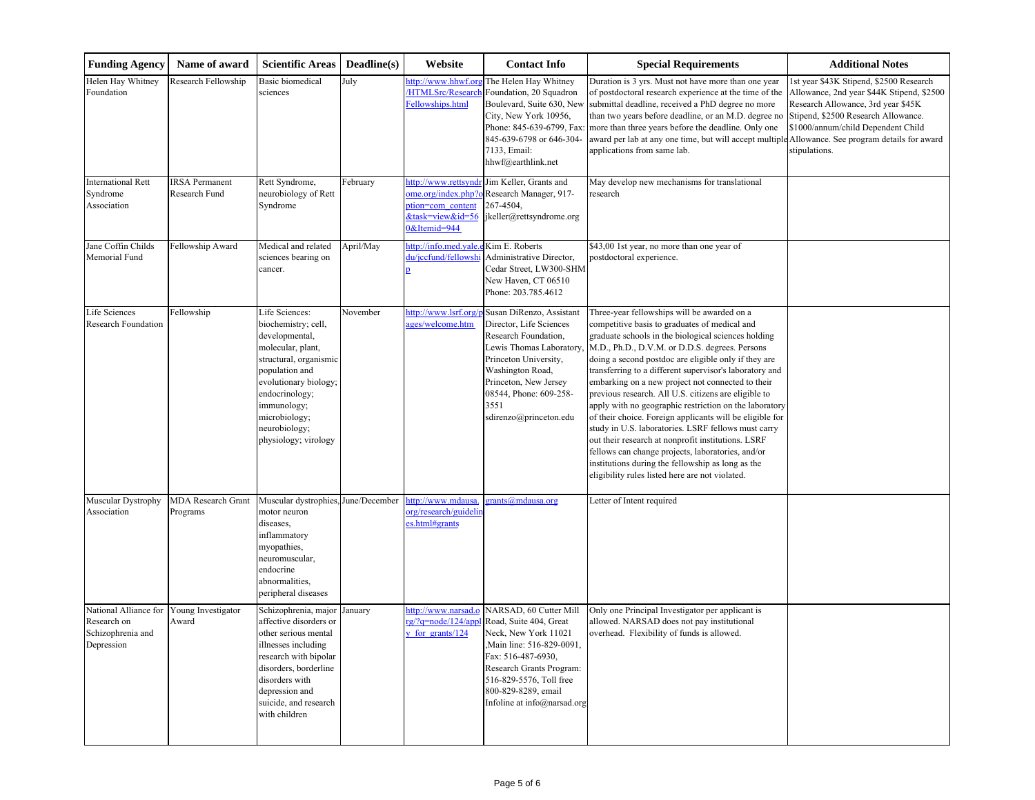| Funding Agency | Name of award | Scientific Areas | Deadline(s) | Website | Contact Info | Special Requirements | Additional Notes |
|---|---|---|---|---|---|---|---|
| Helen Hay Whitney Foundation | Research Fellowship | Basic biomedical sciences | July | http://www.hhwf.org/HTMLSrc/ResearchFellowships.html | The Helen Hay Whitney Foundation, 20 Squadron Boulevard, Suite 630, New City, New York 10956, Phone: 845-639-6799, Fax: 845-639-6798 or 646-304-7133, Email: hhwf@earthlink.net | Duration is 3 yrs. Must not have more than one year of postdoctoral research experience at the time of the submittal deadline, received a PhD degree no more than two years before deadline, or an M.D. degree no more than three years before the deadline. Only one award per lab at any one time, but will accept multiple applications from same lab. | 1st year $43K Stipend, $2500 Research Allowance, 2nd year $44K Stipend, $2500 Research Allowance, 3rd year $45K Stipend, $2500 Research Allowance. $1000/annum/child Dependent Child Allowance. See program details for award stipulations. |
| International Rett Syndrome Association | IRSA Permanent Research Fund | Rett Syndrome, neurobiology of Rett Syndrome | February | http://www.rettsyndrome.org/index.php?option=com_content&task=view&id=560&Itemid=944 | Jim Keller, Grants and Research Manager, 917-267-4504, jkeller@rettsyndrome.org | May develop new mechanisms for translational research | |
| Jane Coffin Childs Memorial Fund | Fellowship Award | Medical and related sciences bearing on cancer. | April/May | http://info.med.yale.edu/jccfund/fellowship | Kim E. Roberts Administrative Director, Cedar Street, LW300-SHM New Haven, CT 06510 Phone: 203.785.4612 | $43,00 1st year, no more than one year of postdoctoral experience. | |
| Life Sciences Research Foundation | Fellowship | Life Sciences: biochemistry; cell, developmental, molecular, plant, structural, organismic population and evolutionary biology; endocrinology; immunology; microbiology; neurobiology; physiology; virology | November | http://www.lsrf.org/pages/welcome.htm | Susan DiRenzo, Assistant Director, Life Sciences Research Foundation, Lewis Thomas Laboratory, Princeton University, Washington Road, Princeton, New Jersey 08544, Phone: 609-258-3551 sdirenzo@princeton.edu | Three-year fellowships will be awarded on a competitive basis to graduates of medical and graduate schools in the biological sciences holding M.D., Ph.D., D.V.M. or D.D.S. degrees. Persons doing a second postdoc are eligible only if they are transferring to a different supervisor's laboratory and embarking on a new project not connected to their previous research. All U.S. citizens are eligible to apply with no geographic restriction on the laboratory of their choice. Foreign applicants will be eligible for study in U.S. laboratories. LSRF fellows must carry out their research at nonprofit institutions. LSRF fellows can change projects, laboratories, and/or institutions during the fellowship as long as the eligibility rules listed here are not violated. | |
| Muscular Dystrophy Association | MDA Research Grant Programs | Muscular dystrophies, motor neuron diseases, inflammatory myopathies, neuromuscular, endocrine abnormalities, peripheral diseases | June/December | http://www.mdausa.org/research/guidelines.html#grants | grants@mdausa.org | Letter of Intent required | |
| National Alliance for Research on Schizophrenia and Depression | Young Investigator Award | Schizophrenia, major affective disorders or other serious mental illnesses including research with bipolar disorders, borderline disorders with depression and suicide, and research with children | January | http://www.narsad.org/?q=node/124/apply_for_grants/124 | NARSAD, 60 Cutter Mill Road, Suite 404, Great Neck, New York 11021 ,Main line: 516-829-0091, Fax: 516-487-6930, Research Grants Program: 516-829-5576, Toll free 800-829-8289, email Infoline at info@narsad.org | Only one Principal Investigator per applicant is allowed. NARSAD does not pay institutional overhead. Flexibility of funds is allowed. | |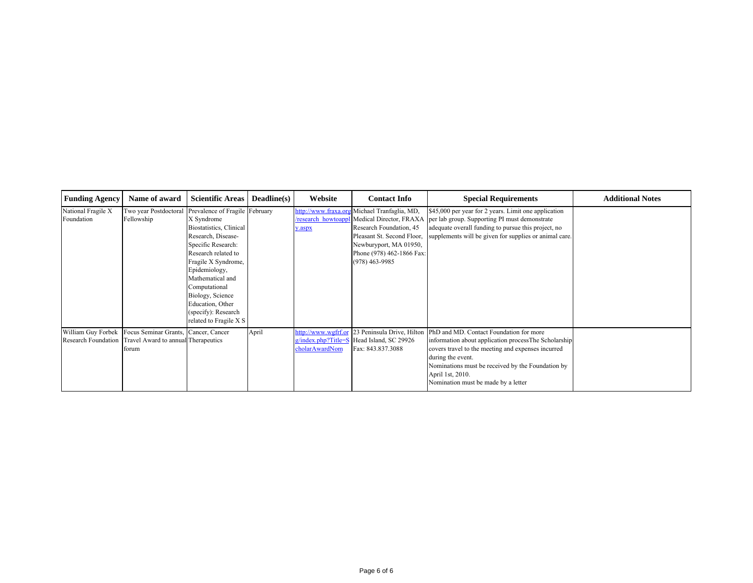| Funding Agency | Name of award | Scientific Areas | Deadline(s) | Website | Contact Info | Special Requirements | Additional Notes |
| --- | --- | --- | --- | --- | --- | --- | --- |
| National Fragile X Foundation | Two year Postdoctoral Fellowship | Prevalence of Fragile X Syndrome Biostatistics, Clinical Research, Disease-Specific Research: Research related to Fragile X Syndrome, Epidemiology, Mathematical and Computational Biology, Science Education, Other (specify): Research related to Fragile X S | February | http://www.fraxa.org/research_howtoapply.aspx | Michael Tranfaglia, MD, Medical Director, FRAXA Research Foundation, 45 Pleasant St. Second Floor, Newburyport, MA 01950, Phone (978) 462-1866 Fax: (978) 463-9985 | $45,000 per year for 2 years. Limit one application per lab group. Supporting PI must demonstrate adequate overall funding to pursue this project, no supplements will be given for supplies or animal care. | |
| William Guy Forbek Research Foundation | Focus Seminar Grants, Travel Award to annual forum | Cancer, Cancer Therapeutics | April | http://www.wgfrf.org/index.php?Title=ScholarAwardNom | 23 Peninsula Drive, Hilton Head Island, SC 29926 Fax: 843.837.3088 | PhD and MD. Contact Foundation for more information about application processThe Scholarship covers travel to the meeting and expenses incurred during the event. Nominations must be received by the Foundation by April 1st, 2010. Nomination must be made by a letter | |